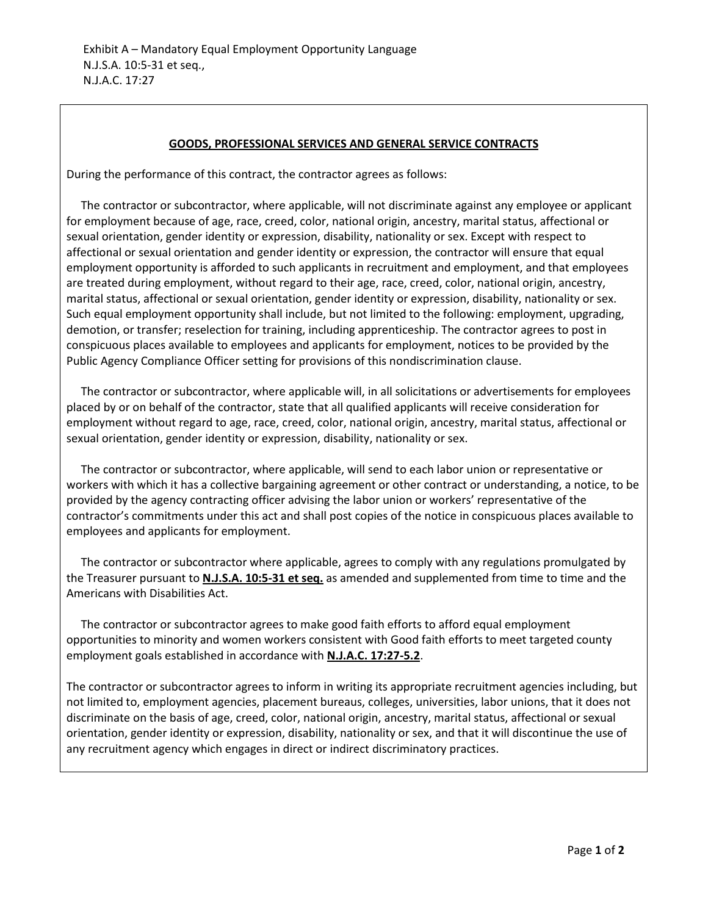Exhibit A – Mandatory Equal Employment Opportunity Language
N.J.S.A. 10:5-31 et seq.,
N.J.A.C. 17:27

## GOODS, PROFESSIONAL SERVICES AND GENERAL SERVICE CONTRACTS

During the performance of this contract, the contractor agrees as follows:

The contractor or subcontractor, where applicable, will not discriminate against any employee or applicant for employment because of age, race, creed, color, national origin, ancestry, marital status, affectional or sexual orientation, gender identity or expression, disability, nationality or sex. Except with respect to affectional or sexual orientation and gender identity or expression, the contractor will ensure that equal employment opportunity is afforded to such applicants in recruitment and employment, and that employees are treated during employment, without regard to their age, race, creed, color, national origin, ancestry, marital status, affectional or sexual orientation, gender identity or expression, disability, nationality or sex. Such equal employment opportunity shall include, but not limited to the following: employment, upgrading, demotion, or transfer; reselection for training, including apprenticeship. The contractor agrees to post in conspicuous places available to employees and applicants for employment, notices to be provided by the Public Agency Compliance Officer setting for provisions of this nondiscrimination clause.

The contractor or subcontractor, where applicable will, in all solicitations or advertisements for employees placed by or on behalf of the contractor, state that all qualified applicants will receive consideration for employment without regard to age, race, creed, color, national origin, ancestry, marital status, affectional or sexual orientation, gender identity or expression, disability, nationality or sex.

The contractor or subcontractor, where applicable, will send to each labor union or representative or workers with which it has a collective bargaining agreement or other contract or understanding, a notice, to be provided by the agency contracting officer advising the labor union or workers' representative of the contractor's commitments under this act and shall post copies of the notice in conspicuous places available to employees and applicants for employment.

The contractor or subcontractor where applicable, agrees to comply with any regulations promulgated by the Treasurer pursuant to **N.J.S.A. 10:5-31 et seq.** as amended and supplemented from time to time and the Americans with Disabilities Act.

The contractor or subcontractor agrees to make good faith efforts to afford equal employment opportunities to minority and women workers consistent with Good faith efforts to meet targeted county employment goals established in accordance with **N.J.A.C. 17:27-5.2**.

The contractor or subcontractor agrees to inform in writing its appropriate recruitment agencies including, but not limited to, employment agencies, placement bureaus, colleges, universities, labor unions, that it does not discriminate on the basis of age, creed, color, national origin, ancestry, marital status, affectional or sexual orientation, gender identity or expression, disability, nationality or sex, and that it will discontinue the use of any recruitment agency which engages in direct or indirect discriminatory practices.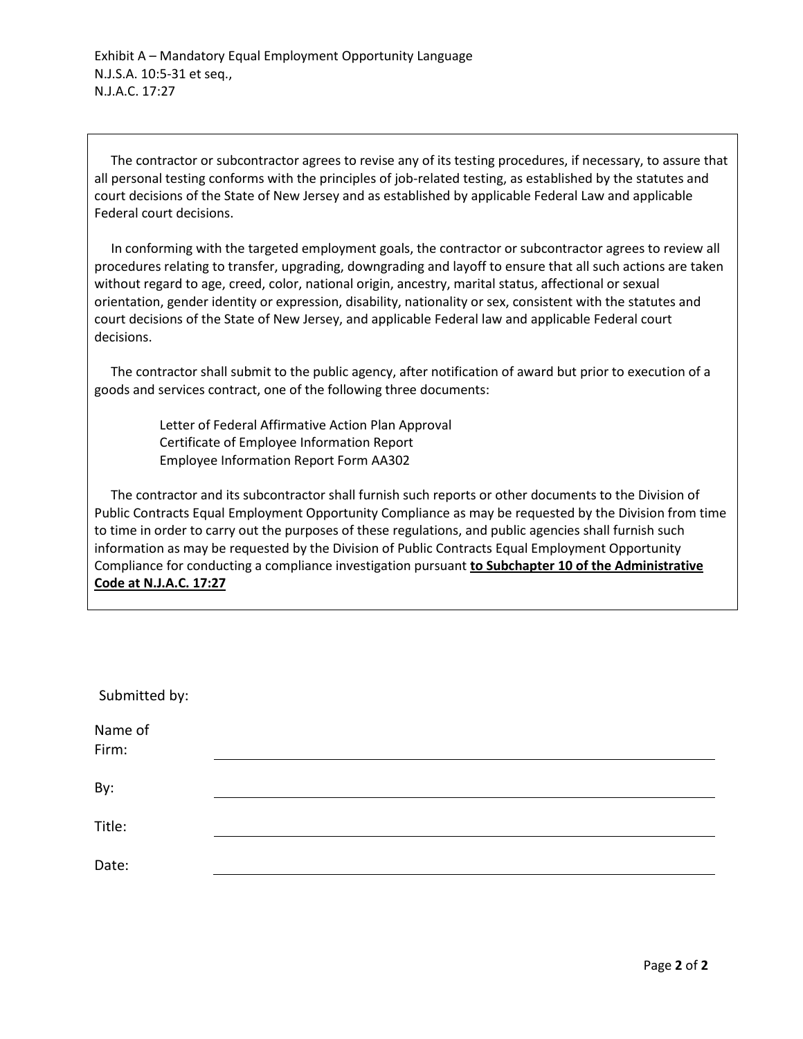Exhibit A – Mandatory Equal Employment Opportunity Language
N.J.S.A. 10:5-31 et seq.,
N.J.A.C. 17:27

The contractor or subcontractor agrees to revise any of its testing procedures, if necessary, to assure that all personal testing conforms with the principles of job-related testing, as established by the statutes and court decisions of the State of New Jersey and as established by applicable Federal Law and applicable Federal court decisions.

In conforming with the targeted employment goals, the contractor or subcontractor agrees to review all procedures relating to transfer, upgrading, downgrading and layoff to ensure that all such actions are taken without regard to age, creed, color, national origin, ancestry, marital status, affectional or sexual orientation, gender identity or expression, disability, nationality or sex, consistent with the statutes and court decisions of the State of New Jersey, and applicable Federal law and applicable Federal court decisions.

The contractor shall submit to the public agency, after notification of award but prior to execution of a goods and services contract, one of the following three documents:

Letter of Federal Affirmative Action Plan Approval
Certificate of Employee Information Report
Employee Information Report Form AA302

The contractor and its subcontractor shall furnish such reports or other documents to the Division of Public Contracts Equal Employment Opportunity Compliance as may be requested by the Division from time to time in order to carry out the purposes of these regulations, and public agencies shall furnish such information as may be requested by the Division of Public Contracts Equal Employment Opportunity Compliance for conducting a compliance investigation pursuant **to Subchapter 10 of the Administrative Code at N.J.A.C. 17:27**

Submitted by:

Name of Firm: ______________________________

By: ______________________________

Title: ______________________________

Date: ______________________________